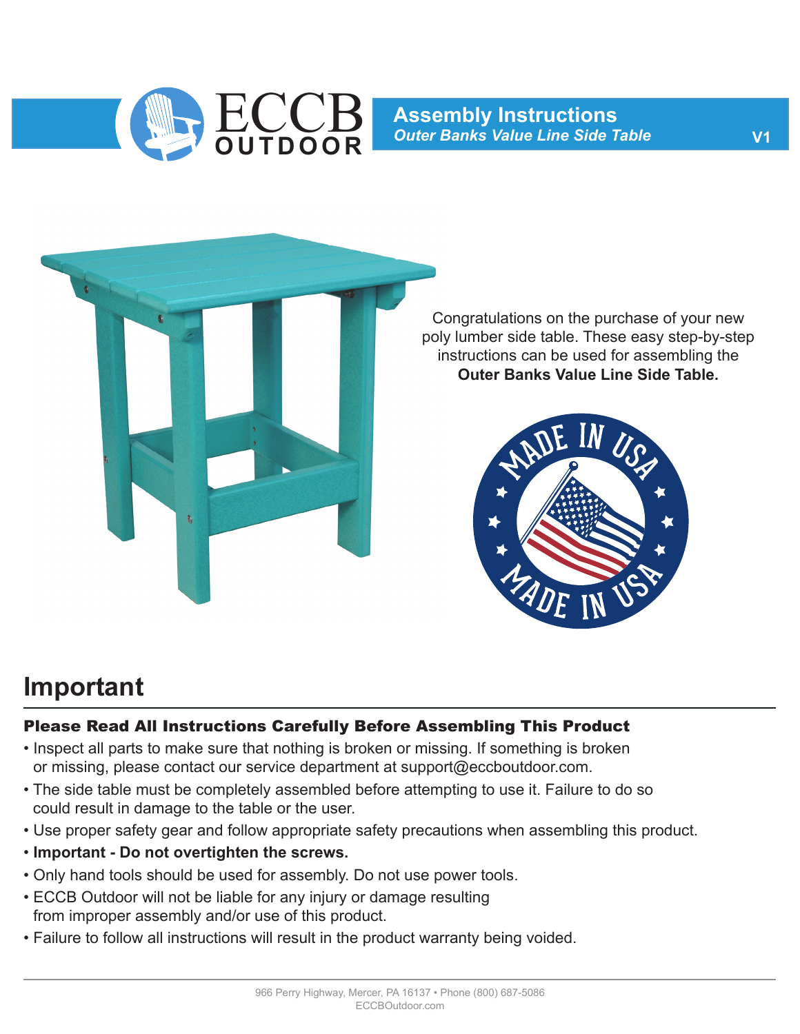ECCB OUTDOOR

# Assembly Instructions

*Outer Banks Value Line Side Table*

V1

Congratulations on the purchase of your new poly lumber side table. These easy step-by-step instructions can be used for assembling the **Outer Banks Value Line Side Table.**

MADE IN USA

## Important

### Please Read All Instructions Carefully Before Assembling This Product

- Inspect all parts to make sure that nothing is broken or missing. If something is broken or missing, please contact our service department at support@eccboutdoor.com.
- The side table must be completely assembled before attempting to use it. Failure to do so could result in damage to the table or the user.
- Use proper safety gear and follow appropriate safety precautions when assembling this product.
- **Important - Do not overtighten the screws.**
- Only hand tools should be used for assembly. Do not use power tools.
- ECCB Outdoor will not be liable for any injury or damage resulting from improper assembly and/or use of this product.
- Failure to follow all instructions will result in the product warranty being voided.

966 Perry Highway, Mercer, PA 16137 • Phone (800) 687-5086
ECCBOutdoor.com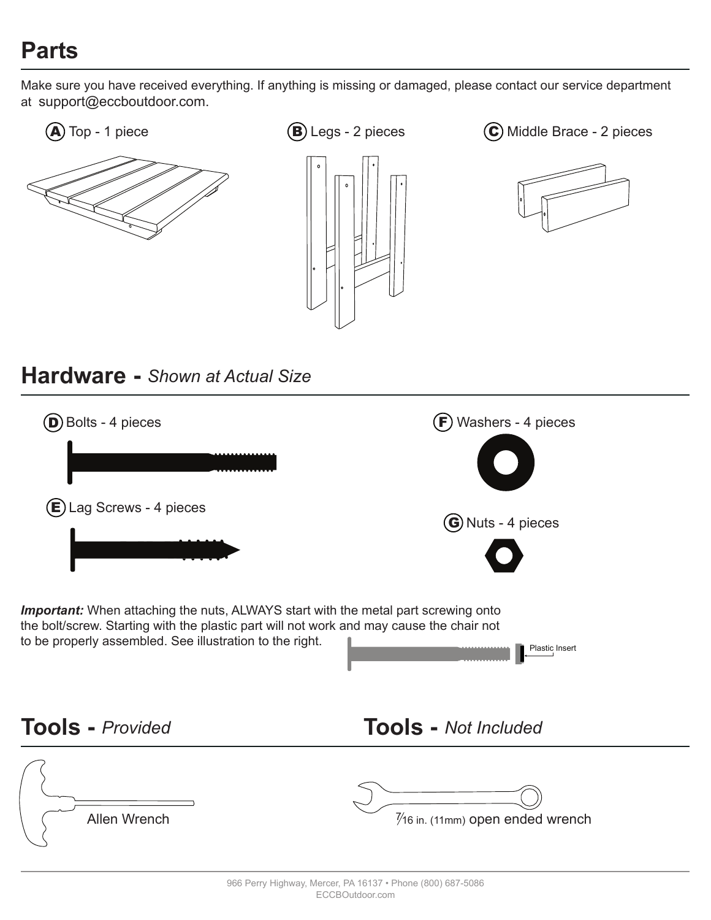## Parts

Make sure you have received everything. If anything is missing or damaged, please contact our service department at support@eccboutdoor.com.

**A** Top - 1 piece

**B** Legs - 2 pieces

**C** Middle Brace - 2 pieces

## Hardware - *Shown at Actual Size*

**D** Bolts - 4 pieces

**E** Lag Screws - 4 pieces

**F** Washers - 4 pieces

**G** Nuts - 4 pieces

***Important:*** When attaching the nuts, ALWAYS start with the metal part screwing onto the bolt/screw. Starting with the plastic part will not work and may cause the chair not to be properly assembled. See illustration to the right.

Plastic Insert

## Tools - *Provided*

Allen Wrench

## Tools - *Not Included*

7/16 in. (11mm) open ended wrench

966 Perry Highway, Mercer, PA 16137 • Phone (800) 687-5086
ECCBOutdoor.com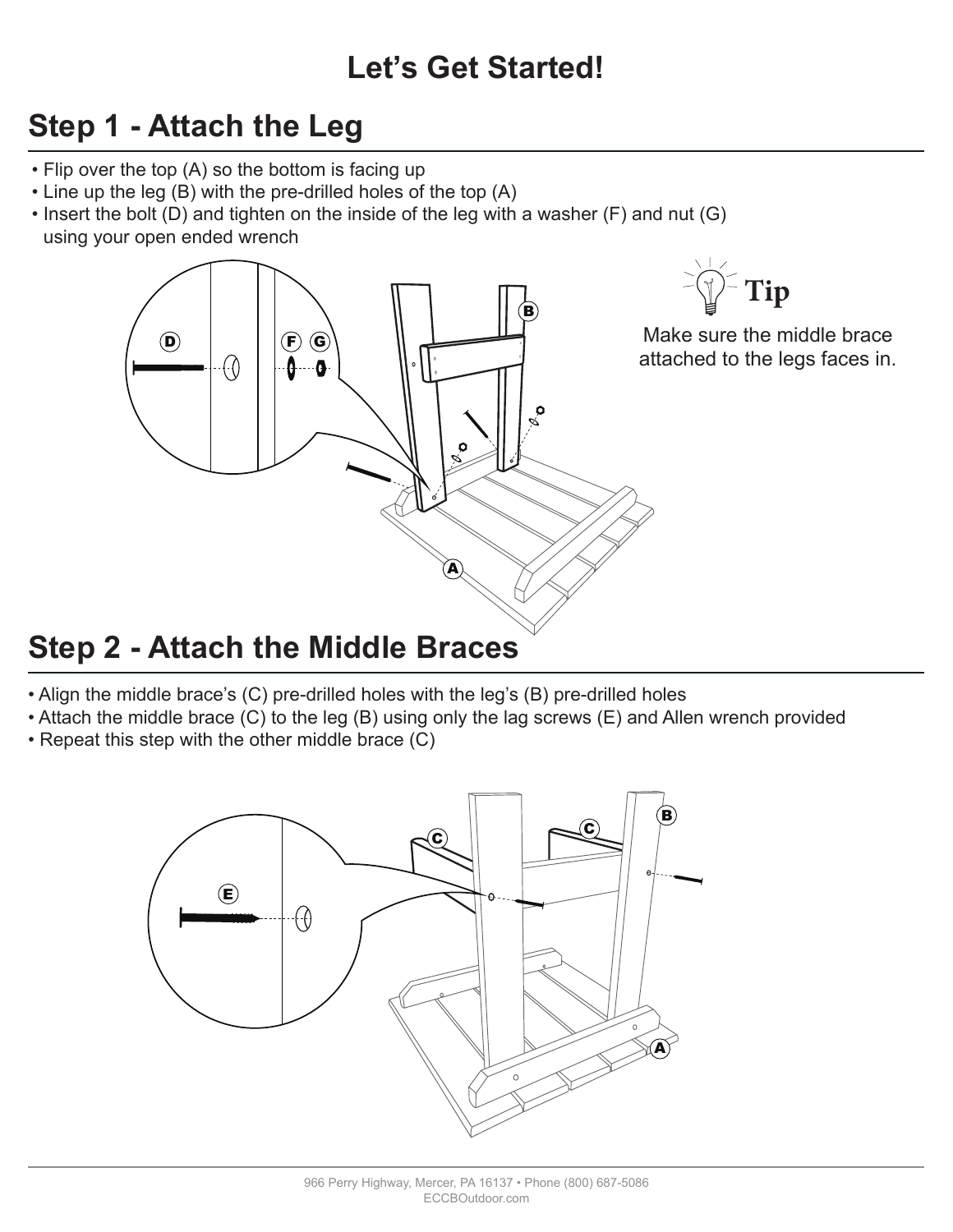# Let's Get Started!

## Step 1 - Attach the Leg

- Flip over the top (A) so the bottom is facing up
- Line up the leg (B) with the pre-drilled holes of the top (A)
- Insert the bolt (D) and tighten on the inside of the leg with a washer (F) and nut (G) using your open ended wrench

**Tip**

Make sure the middle brace attached to the legs faces in.

## Step 2 - Attach the Middle Braces

- Align the middle brace's (C) pre-drilled holes with the leg's (B) pre-drilled holes
- Attach the middle brace (C) to the leg (B) using only the lag screws (E) and Allen wrench provided
- Repeat this step with the other middle brace (C)

966 Perry Highway, Mercer, PA 16137 • Phone (800) 687-5086
ECCBOutdoor.com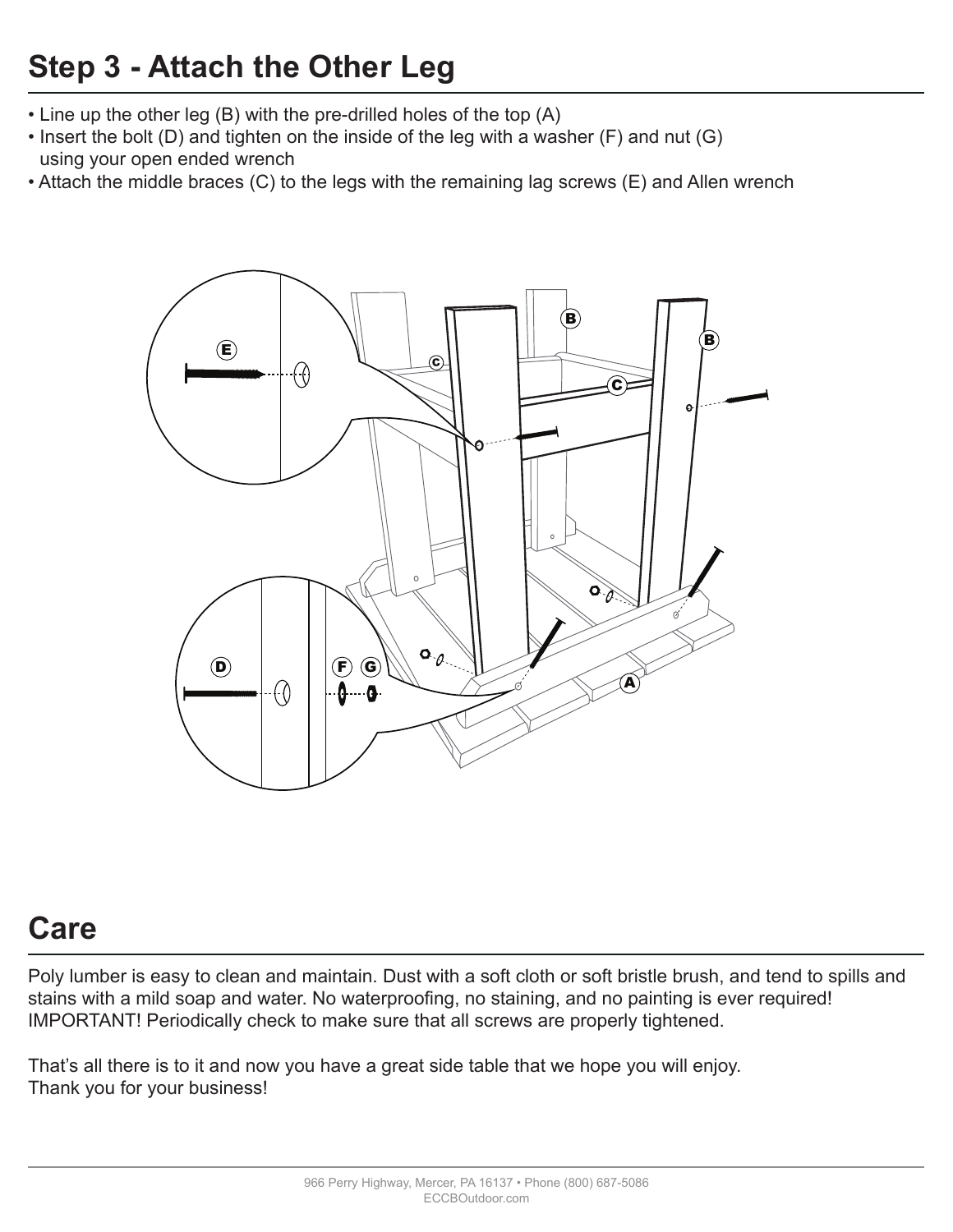## Step 3 - Attach the Other Leg

- Line up the other leg (B) with the pre-drilled holes of the top (A)
- Insert the bolt (D) and tighten on the inside of the leg with a washer (F) and nut (G) using your open ended wrench
- Attach the middle braces (C) to the legs with the remaining lag screws (E) and Allen wrench

E

B

B

C

C

D

F

G

A

## Care

Poly lumber is easy to clean and maintain. Dust with a soft cloth or soft bristle brush, and tend to spills and stains with a mild soap and water. No waterproofing, no staining, and no painting is ever required! IMPORTANT! Periodically check to make sure that all screws are properly tightened.

That's all there is to it and now you have a great side table that we hope you will enjoy.
Thank you for your business!

966 Perry Highway, Mercer, PA 16137 • Phone (800) 687-5086
ECCBOutdoor.com